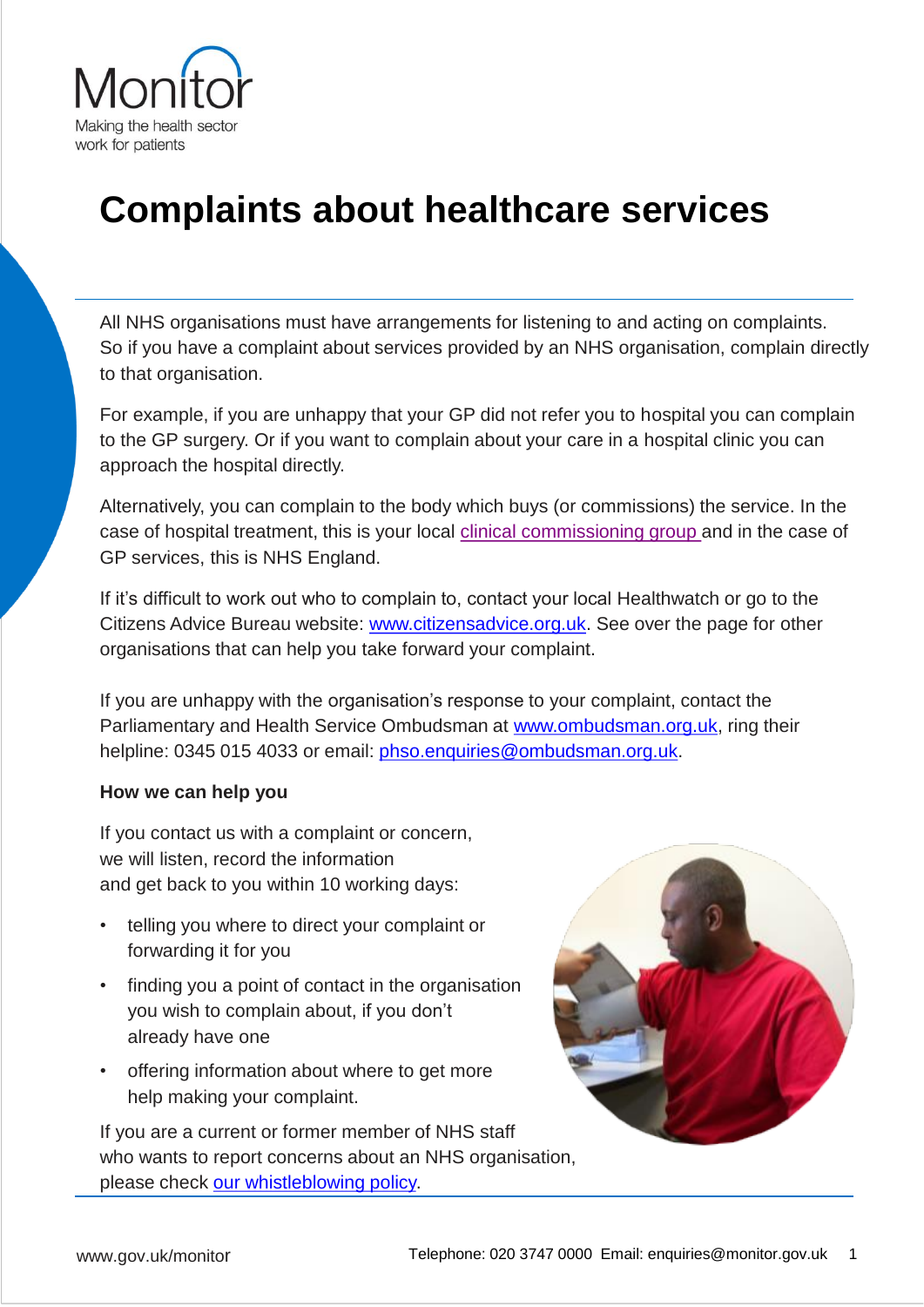Monitor

Making the health sector work for patients

# Complaints about healthcare services

All NHS organisations must have arrangements for listening to and acting on complaints. So if you have a complaint about services provided by an NHS organisation, complain directly to that organisation.

For example, if you are unhappy that your GP did not refer you to hospital you can complain to the GP surgery. Or if you want to complain about your care in a hospital clinic you can approach the hospital directly.

Alternatively, you can complain to the body which buys (or commissions) the service. In the case of hospital treatment, this is your local clinical commissioning group and in the case of GP services, this is NHS England.

If it's difficult to work out who to complain to, contact your local Healthwatch or go to the Citizens Advice Bureau website: www.citizensadvice.org.uk. See over the page for other organisations that can help you take forward your complaint.

If you are unhappy with the organisation's response to your complaint, contact the Parliamentary and Health Service Ombudsman at www.ombudsman.org.uk, ring their helpline: 0345 015 4033 or email: phso.enquiries@ombudsman.org.uk.

**How we can help you**

If you contact us with a complaint or concern, we will listen, record the information and get back to you within 10 working days:

- telling you where to direct your complaint or forwarding it for you
- finding you a point of contact in the organisation you wish to complain about, if you don't already have one
- offering information about where to get more help making your complaint.

If you are a current or former member of NHS staff who wants to report concerns about an NHS organisation, please check our whistleblowing policy.

www.gov.uk/monitor

Telephone: 020 3747 0000 Email: enquiries@monitor.gov.uk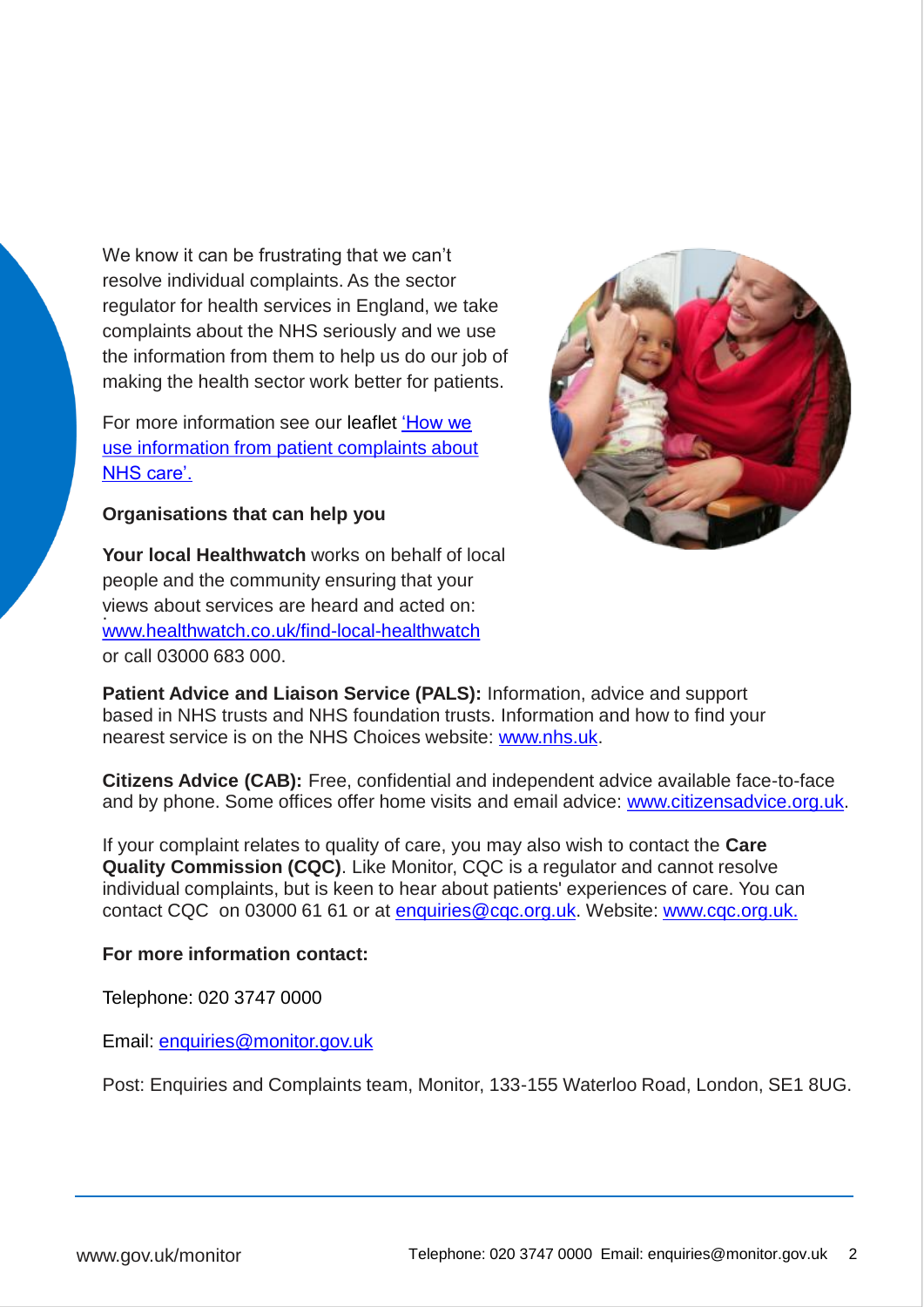We know it can be frustrating that we can't resolve individual complaints. As the sector regulator for health services in England, we take complaints about the NHS seriously and we use the information from them to help us do our job of making the health sector work better for patients.

For more information see our leaflet ['How we use information from patient complaints about NHS care'.]()

**Organisations that can help you**

**Your local Healthwatch** works on behalf of local people and the community ensuring that your views about services are heard and acted on: [www.healthwatch.co.uk/find-local-healthwatch](http://www.healthwatch.co.uk/find-local-healthwatch) or call 03000 683 000.

**Patient Advice and Liaison Service (PALS):** Information, advice and support based in NHS trusts and NHS foundation trusts. Information and how to find your nearest service is on the NHS Choices website: [www.nhs.uk](http://www.nhs.uk).

**Citizens Advice (CAB):** Free, confidential and independent advice available face-to-face and by phone. Some offices offer home visits and email advice: [www.citizensadvice.org.uk](http://www.citizensadvice.org.uk).

If your complaint relates to quality of care, you may also wish to contact the **Care Quality Commission (CQC)**. Like Monitor, CQC is a regulator and cannot resolve individual complaints, but is keen to hear about patients' experiences of care. You can contact CQC on 03000 61 61 or at [enquiries@cqc.org.uk](mailto:enquiries@cqc.org.uk). Website: [www.cqc.org.uk.](http://www.cqc.org.uk)

**For more information contact:**

Telephone: 020 3747 0000

Email: [enquiries@monitor.gov.uk](mailto:enquiries@monitor.gov.uk)

Post: Enquiries and Complaints team, Monitor, 133-155 Waterloo Road, London, SE1 8UG.